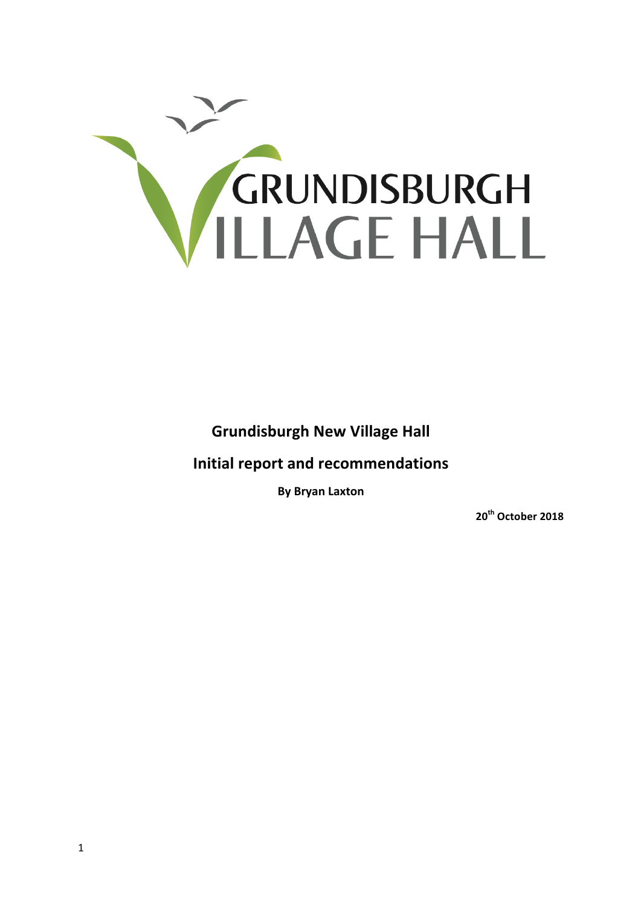GRUNDISBURGH VILLAGE HALL

# Grundisburgh New Village Hall

## Initial report and recommendations

**By Bryan Laxton**

**20th October 2018**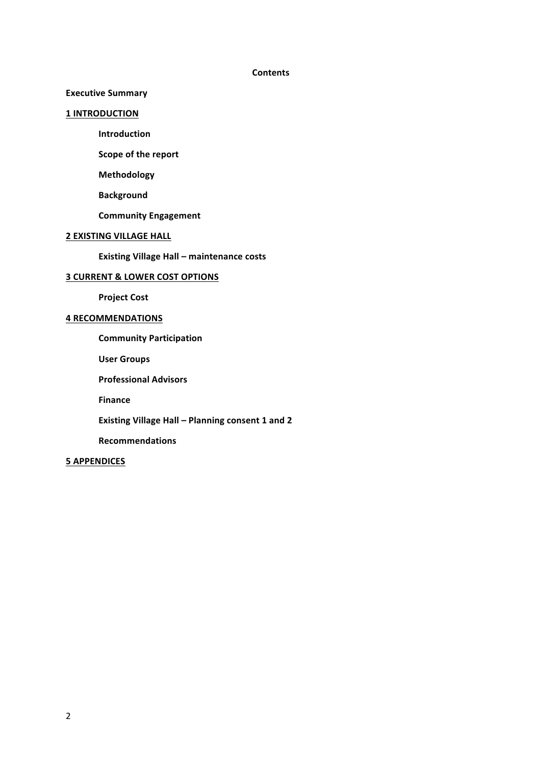**Contents**

**Executive Summary**

**1 INTRODUCTION**

- **Introduction**
- **Scope of the report**
- **Methodology**
- **Background**
- **Community Engagement**

**2 EXISTING VILLAGE HALL**

- **Existing Village Hall – maintenance costs**

**3 CURRENT & LOWER COST OPTIONS**

- **Project Cost**

**4 RECOMMENDATIONS**

- **Community Participation**
- **User Groups**
- **Professional Advisors**
- **Finance**
- **Existing Village Hall – Planning consent 1 and 2**
- **Recommendations**

**5 APPENDICES**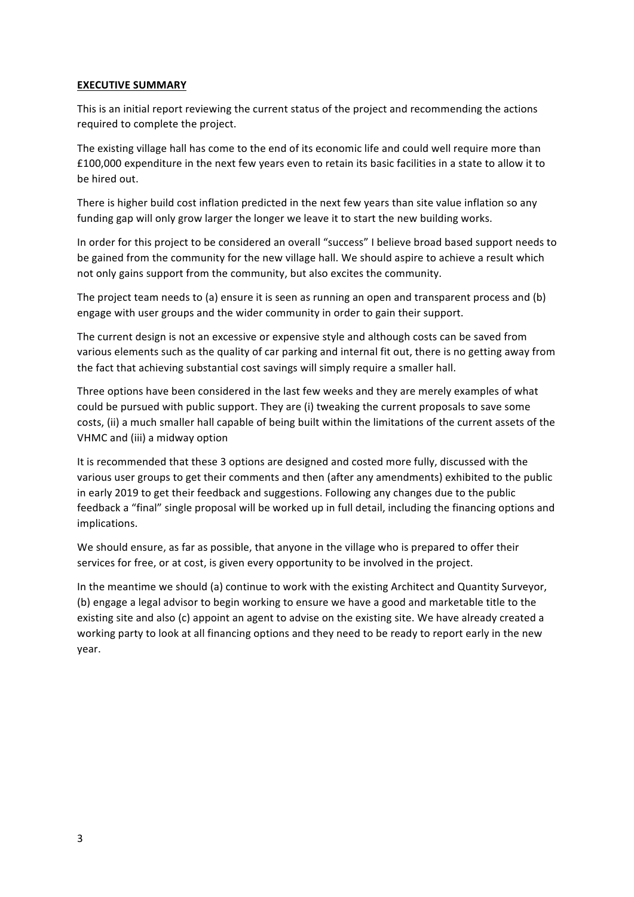## **EXECUTIVE SUMMARY**

This is an initial report reviewing the current status of the project and recommending the actions required to complete the project.

The existing village hall has come to the end of its economic life and could well require more than £100,000 expenditure in the next few years even to retain its basic facilities in a state to allow it to be hired out.

There is higher build cost inflation predicted in the next few years than site value inflation so any funding gap will only grow larger the longer we leave it to start the new building works.

In order for this project to be considered an overall "success" I believe broad based support needs to be gained from the community for the new village hall. We should aspire to achieve a result which not only gains support from the community, but also excites the community.

The project team needs to (a) ensure it is seen as running an open and transparent process and (b) engage with user groups and the wider community in order to gain their support.

The current design is not an excessive or expensive style and although costs can be saved from various elements such as the quality of car parking and internal fit out, there is no getting away from the fact that achieving substantial cost savings will simply require a smaller hall.

Three options have been considered in the last few weeks and they are merely examples of what could be pursued with public support. They are (i) tweaking the current proposals to save some costs, (ii) a much smaller hall capable of being built within the limitations of the current assets of the VHMC and (iii) a midway option

It is recommended that these 3 options are designed and costed more fully, discussed with the various user groups to get their comments and then (after any amendments) exhibited to the public in early 2019 to get their feedback and suggestions. Following any changes due to the public feedback a "final" single proposal will be worked up in full detail, including the financing options and implications.

We should ensure, as far as possible, that anyone in the village who is prepared to offer their services for free, or at cost, is given every opportunity to be involved in the project.

In the meantime we should (a) continue to work with the existing Architect and Quantity Surveyor, (b) engage a legal advisor to begin working to ensure we have a good and marketable title to the existing site and also (c) appoint an agent to advise on the existing site. We have already created a working party to look at all financing options and they need to be ready to report early in the new year.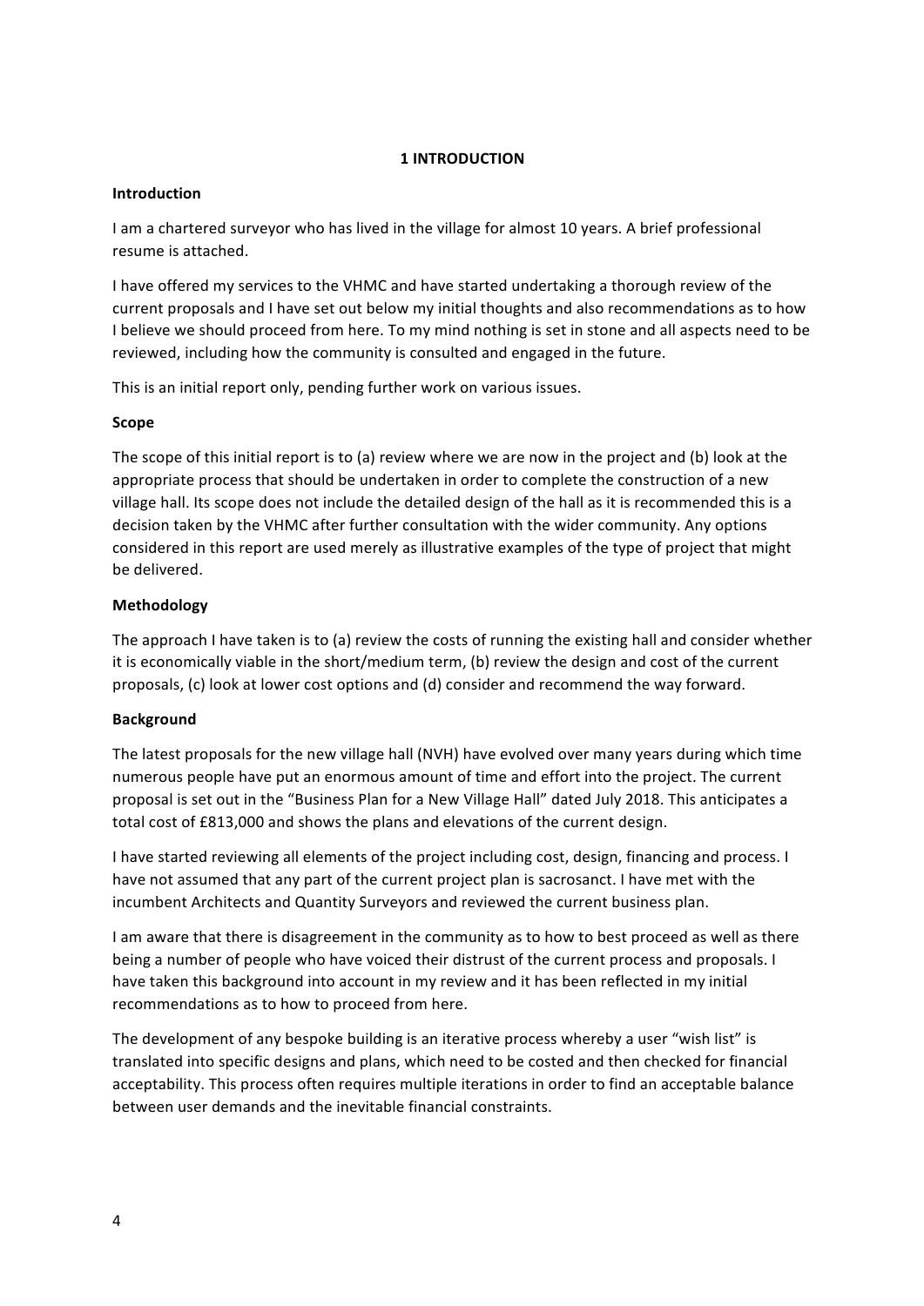# 1 INTRODUCTION

**Introduction**

I am a chartered surveyor who has lived in the village for almost 10 years. A brief professional resume is attached.

I have offered my services to the VHMC and have started undertaking a thorough review of the current proposals and I have set out below my initial thoughts and also recommendations as to how I believe we should proceed from here. To my mind nothing is set in stone and all aspects need to be reviewed, including how the community is consulted and engaged in the future.

This is an initial report only, pending further work on various issues.

**Scope**

The scope of this initial report is to (a) review where we are now in the project and (b) look at the appropriate process that should be undertaken in order to complete the construction of a new village hall. Its scope does not include the detailed design of the hall as it is recommended this is a decision taken by the VHMC after further consultation with the wider community. Any options considered in this report are used merely as illustrative examples of the type of project that might be delivered.

**Methodology**

The approach I have taken is to (a) review the costs of running the existing hall and consider whether it is economically viable in the short/medium term, (b) review the design and cost of the current proposals, (c) look at lower cost options and (d) consider and recommend the way forward.

**Background**

The latest proposals for the new village hall (NVH) have evolved over many years during which time numerous people have put an enormous amount of time and effort into the project. The current proposal is set out in the "Business Plan for a New Village Hall" dated July 2018. This anticipates a total cost of £813,000 and shows the plans and elevations of the current design.

I have started reviewing all elements of the project including cost, design, financing and process. I have not assumed that any part of the current project plan is sacrosanct. I have met with the incumbent Architects and Quantity Surveyors and reviewed the current business plan.

I am aware that there is disagreement in the community as to how to best proceed as well as there being a number of people who have voiced their distrust of the current process and proposals. I have taken this background into account in my review and it has been reflected in my initial recommendations as to how to proceed from here.

The development of any bespoke building is an iterative process whereby a user "wish list" is translated into specific designs and plans, which need to be costed and then checked for financial acceptability. This process often requires multiple iterations in order to find an acceptable balance between user demands and the inevitable financial constraints.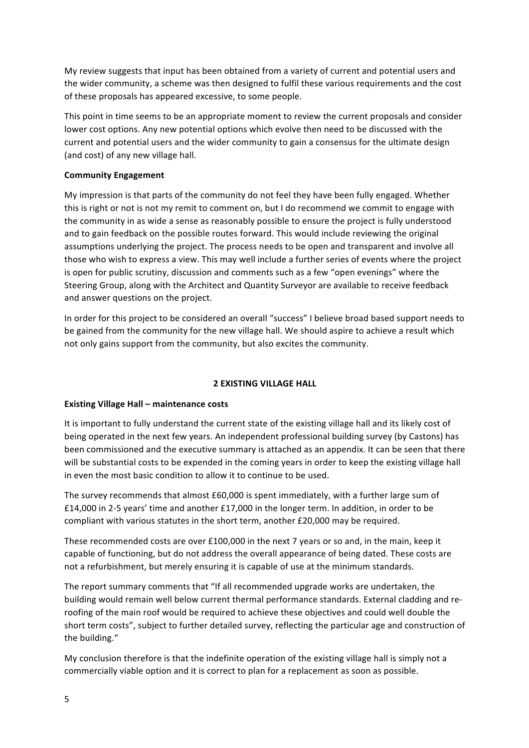My review suggests that input has been obtained from a variety of current and potential users and the wider community, a scheme was then designed to fulfil these various requirements and the cost of these proposals has appeared excessive, to some people.

This point in time seems to be an appropriate moment to review the current proposals and consider lower cost options. Any new potential options which evolve then need to be discussed with the current and potential users and the wider community to gain a consensus for the ultimate design (and cost) of any new village hall.

**Community Engagement**

My impression is that parts of the community do not feel they have been fully engaged. Whether this is right or not is not my remit to comment on, but I do recommend we commit to engage with the community in as wide a sense as reasonably possible to ensure the project is fully understood and to gain feedback on the possible routes forward. This would include reviewing the original assumptions underlying the project. The process needs to be open and transparent and involve all those who wish to express a view. This may well include a further series of events where the project is open for public scrutiny, discussion and comments such as a few "open evenings" where the Steering Group, along with the Architect and Quantity Surveyor are available to receive feedback and answer questions on the project.

In order for this project to be considered an overall "success" I believe broad based support needs to be gained from the community for the new village hall. We should aspire to achieve a result which not only gains support from the community, but also excites the community.

## 2 EXISTING VILLAGE HALL

**Existing Village Hall – maintenance costs**

It is important to fully understand the current state of the existing village hall and its likely cost of being operated in the next few years. An independent professional building survey (by Castons) has been commissioned and the executive summary is attached as an appendix. It can be seen that there will be substantial costs to be expended in the coming years in order to keep the existing village hall in even the most basic condition to allow it to continue to be used.

The survey recommends that almost £60,000 is spent immediately, with a further large sum of £14,000 in 2-5 years' time and another £17,000 in the longer term. In addition, in order to be compliant with various statutes in the short term, another £20,000 may be required.

These recommended costs are over £100,000 in the next 7 years or so and, in the main, keep it capable of functioning, but do not address the overall appearance of being dated. These costs are not a refurbishment, but merely ensuring it is capable of use at the minimum standards.

The report summary comments that "If all recommended upgrade works are undertaken, the building would remain well below current thermal performance standards. External cladding and re-roofing of the main roof would be required to achieve these objectives and could well double the short term costs", subject to further detailed survey, reflecting the particular age and construction of the building."

My conclusion therefore is that the indefinite operation of the existing village hall is simply not a commercially viable option and it is correct to plan for a replacement as soon as possible.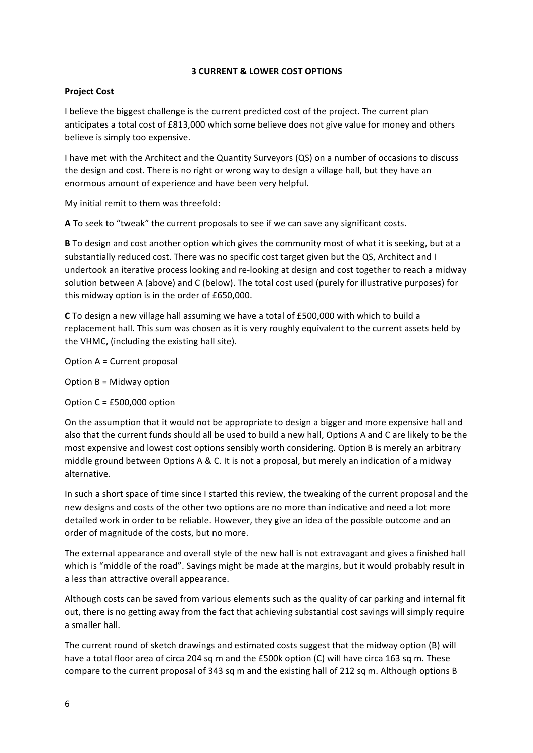## 3 CURRENT & LOWER COST OPTIONS

**Project Cost**

I believe the biggest challenge is the current predicted cost of the project. The current plan anticipates a total cost of £813,000 which some believe does not give value for money and others believe is simply too expensive.

I have met with the Architect and the Quantity Surveyors (QS) on a number of occasions to discuss the design and cost. There is no right or wrong way to design a village hall, but they have an enormous amount of experience and have been very helpful.

My initial remit to them was threefold:

**A** To seek to "tweak" the current proposals to see if we can save any significant costs.

**B** To design and cost another option which gives the community most of what it is seeking, but at a substantially reduced cost. There was no specific cost target given but the QS, Architect and I undertook an iterative process looking and re-looking at design and cost together to reach a midway solution between A (above) and C (below). The total cost used (purely for illustrative purposes) for this midway option is in the order of £650,000.

**C** To design a new village hall assuming we have a total of £500,000 with which to build a replacement hall. This sum was chosen as it is very roughly equivalent to the current assets held by the VHMC, (including the existing hall site).

Option A = Current proposal

Option B = Midway option

Option C = £500,000 option

On the assumption that it would not be appropriate to design a bigger and more expensive hall and also that the current funds should all be used to build a new hall, Options A and C are likely to be the most expensive and lowest cost options sensibly worth considering. Option B is merely an arbitrary middle ground between Options A & C. It is not a proposal, but merely an indication of a midway alternative.

In such a short space of time since I started this review, the tweaking of the current proposal and the new designs and costs of the other two options are no more than indicative and need a lot more detailed work in order to be reliable. However, they give an idea of the possible outcome and an order of magnitude of the costs, but no more.

The external appearance and overall style of the new hall is not extravagant and gives a finished hall which is "middle of the road". Savings might be made at the margins, but it would probably result in a less than attractive overall appearance.

Although costs can be saved from various elements such as the quality of car parking and internal fit out, there is no getting away from the fact that achieving substantial cost savings will simply require a smaller hall.

The current round of sketch drawings and estimated costs suggest that the midway option (B) will have a total floor area of circa 204 sq m and the £500k option (C) will have circa 163 sq m. These compare to the current proposal of 343 sq m and the existing hall of 212 sq m. Although options B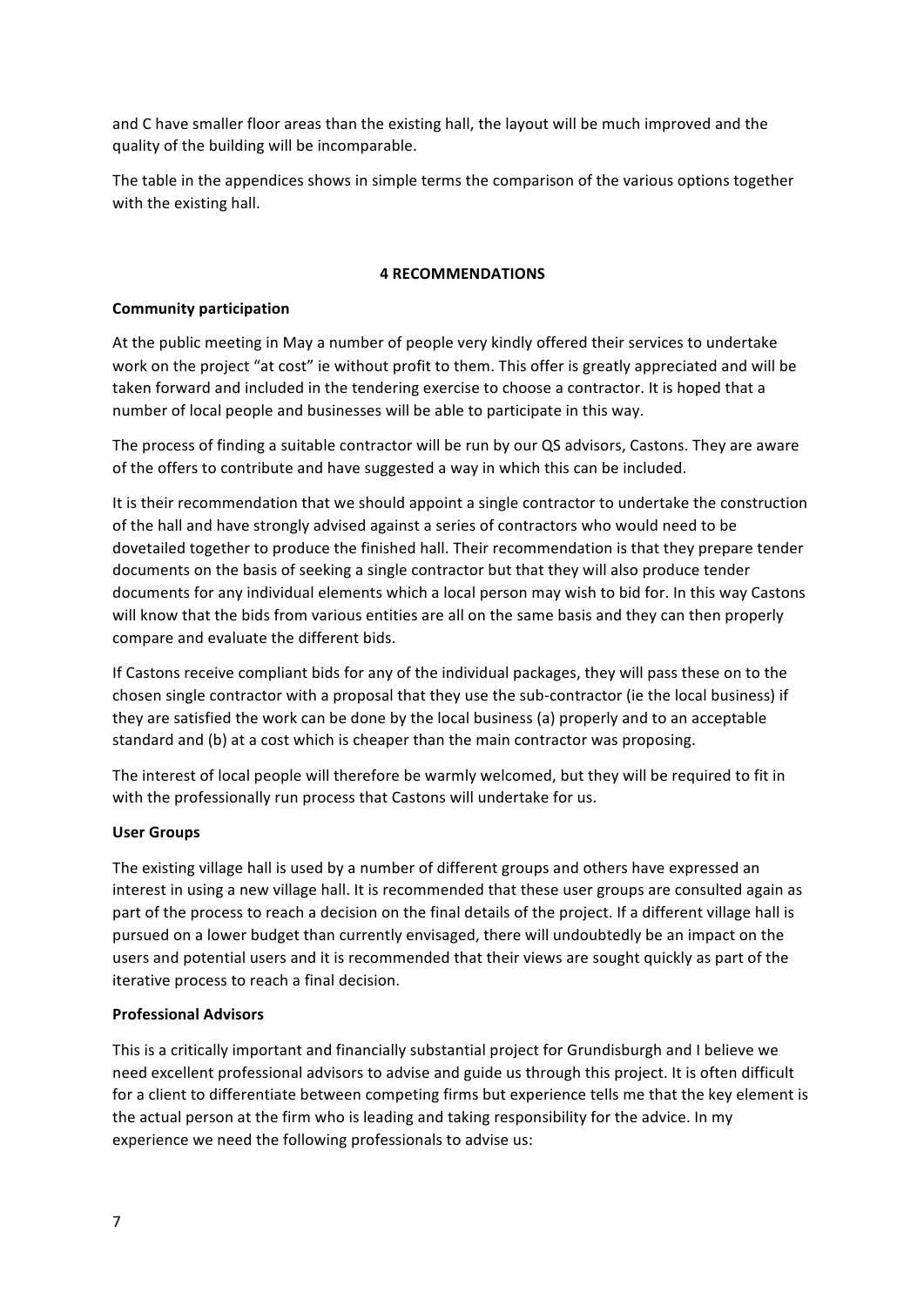and C have smaller floor areas than the existing hall, the layout will be much improved and the quality of the building will be incomparable.

The table in the appendices shows in simple terms the comparison of the various options together with the existing hall.

## 4 RECOMMENDATIONS

**Community participation**

At the public meeting in May a number of people very kindly offered their services to undertake work on the project "at cost" ie without profit to them. This offer is greatly appreciated and will be taken forward and included in the tendering exercise to choose a contractor. It is hoped that a number of local people and businesses will be able to participate in this way.

The process of finding a suitable contractor will be run by our QS advisors, Castons. They are aware of the offers to contribute and have suggested a way in which this can be included.

It is their recommendation that we should appoint a single contractor to undertake the construction of the hall and have strongly advised against a series of contractors who would need to be dovetailed together to produce the finished hall. Their recommendation is that they prepare tender documents on the basis of seeking a single contractor but that they will also produce tender documents for any individual elements which a local person may wish to bid for. In this way Castons will know that the bids from various entities are all on the same basis and they can then properly compare and evaluate the different bids.

If Castons receive compliant bids for any of the individual packages, they will pass these on to the chosen single contractor with a proposal that they use the sub-contractor (ie the local business) if they are satisfied the work can be done by the local business (a) properly and to an acceptable standard and (b) at a cost which is cheaper than the main contractor was proposing.

The interest of local people will therefore be warmly welcomed, but they will be required to fit in with the professionally run process that Castons will undertake for us.

**User Groups**

The existing village hall is used by a number of different groups and others have expressed an interest in using a new village hall. It is recommended that these user groups are consulted again as part of the process to reach a decision on the final details of the project. If a different village hall is pursued on a lower budget than currently envisaged, there will undoubtedly be an impact on the users and potential users and it is recommended that their views are sought quickly as part of the iterative process to reach a final decision.

**Professional Advisors**

This is a critically important and financially substantial project for Grundisburgh and I believe we need excellent professional advisors to advise and guide us through this project. It is often difficult for a client to differentiate between competing firms but experience tells me that the key element is the actual person at the firm who is leading and taking responsibility for the advice. In my experience we need the following professionals to advise us: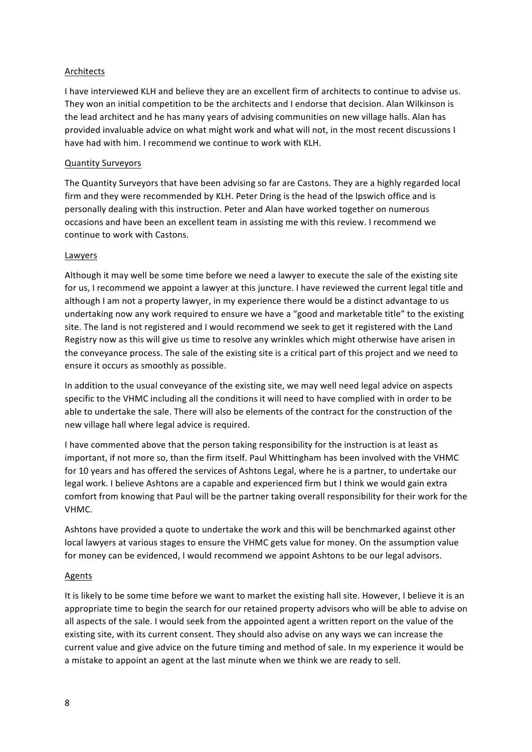Architects

I have interviewed KLH and believe they are an excellent firm of architects to continue to advise us. They won an initial competition to be the architects and I endorse that decision. Alan Wilkinson is the lead architect and he has many years of advising communities on new village halls. Alan has provided invaluable advice on what might work and what will not, in the most recent discussions I have had with him. I recommend we continue to work with KLH.

Quantity Surveyors

The Quantity Surveyors that have been advising so far are Castons. They are a highly regarded local firm and they were recommended by KLH. Peter Dring is the head of the Ipswich office and is personally dealing with this instruction. Peter and Alan have worked together on numerous occasions and have been an excellent team in assisting me with this review. I recommend we continue to work with Castons.

Lawyers

Although it may well be some time before we need a lawyer to execute the sale of the existing site for us, I recommend we appoint a lawyer at this juncture. I have reviewed the current legal title and although I am not a property lawyer, in my experience there would be a distinct advantage to us undertaking now any work required to ensure we have a "good and marketable title" to the existing site. The land is not registered and I would recommend we seek to get it registered with the Land Registry now as this will give us time to resolve any wrinkles which might otherwise have arisen in the conveyance process. The sale of the existing site is a critical part of this project and we need to ensure it occurs as smoothly as possible.

In addition to the usual conveyance of the existing site, we may well need legal advice on aspects specific to the VHMC including all the conditions it will need to have complied with in order to be able to undertake the sale. There will also be elements of the contract for the construction of the new village hall where legal advice is required.

I have commented above that the person taking responsibility for the instruction is at least as important, if not more so, than the firm itself. Paul Whittingham has been involved with the VHMC for 10 years and has offered the services of Ashtons Legal, where he is a partner, to undertake our legal work. I believe Ashtons are a capable and experienced firm but I think we would gain extra comfort from knowing that Paul will be the partner taking overall responsibility for their work for the VHMC.

Ashtons have provided a quote to undertake the work and this will be benchmarked against other local lawyers at various stages to ensure the VHMC gets value for money. On the assumption value for money can be evidenced, I would recommend we appoint Ashtons to be our legal advisors.

Agents

It is likely to be some time before we want to market the existing hall site. However, I believe it is an appropriate time to begin the search for our retained property advisors who will be able to advise on all aspects of the sale. I would seek from the appointed agent a written report on the value of the existing site, with its current consent. They should also advise on any ways we can increase the current value and give advice on the future timing and method of sale. In my experience it would be a mistake to appoint an agent at the last minute when we think we are ready to sell.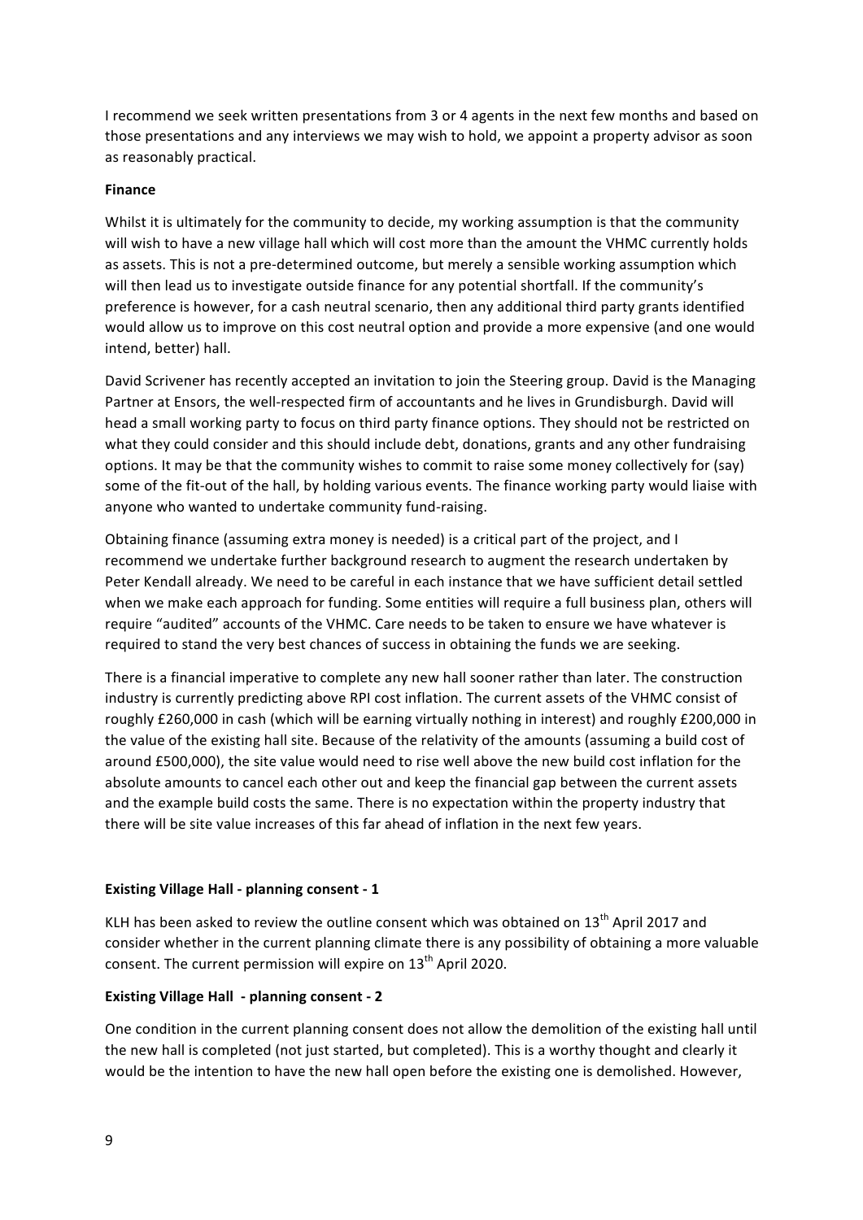I recommend we seek written presentations from 3 or 4 agents in the next few months and based on those presentations and any interviews we may wish to hold, we appoint a property advisor as soon as reasonably practical.

**Finance**

Whilst it is ultimately for the community to decide, my working assumption is that the community will wish to have a new village hall which will cost more than the amount the VHMC currently holds as assets. This is not a pre-determined outcome, but merely a sensible working assumption which will then lead us to investigate outside finance for any potential shortfall. If the community's preference is however, for a cash neutral scenario, then any additional third party grants identified would allow us to improve on this cost neutral option and provide a more expensive (and one would intend, better) hall.

David Scrivener has recently accepted an invitation to join the Steering group. David is the Managing Partner at Ensors, the well-respected firm of accountants and he lives in Grundisburgh. David will head a small working party to focus on third party finance options. They should not be restricted on what they could consider and this should include debt, donations, grants and any other fundraising options. It may be that the community wishes to commit to raise some money collectively for (say) some of the fit-out of the hall, by holding various events. The finance working party would liaise with anyone who wanted to undertake community fund-raising.

Obtaining finance (assuming extra money is needed) is a critical part of the project, and I recommend we undertake further background research to augment the research undertaken by Peter Kendall already. We need to be careful in each instance that we have sufficient detail settled when we make each approach for funding. Some entities will require a full business plan, others will require "audited" accounts of the VHMC. Care needs to be taken to ensure we have whatever is required to stand the very best chances of success in obtaining the funds we are seeking.

There is a financial imperative to complete any new hall sooner rather than later. The construction industry is currently predicting above RPI cost inflation. The current assets of the VHMC consist of roughly £260,000 in cash (which will be earning virtually nothing in interest) and roughly £200,000 in the value of the existing hall site. Because of the relativity of the amounts (assuming a build cost of around £500,000), the site value would need to rise well above the new build cost inflation for the absolute amounts to cancel each other out and keep the financial gap between the current assets and the example build costs the same. There is no expectation within the property industry that there will be site value increases of this far ahead of inflation in the next few years.

**Existing Village Hall - planning consent - 1**

KLH has been asked to review the outline consent which was obtained on 13th April 2017 and consider whether in the current planning climate there is any possibility of obtaining a more valuable consent. The current permission will expire on 13th April 2020.

**Existing Village Hall - planning consent - 2**

One condition in the current planning consent does not allow the demolition of the existing hall until the new hall is completed (not just started, but completed). This is a worthy thought and clearly it would be the intention to have the new hall open before the existing one is demolished. However,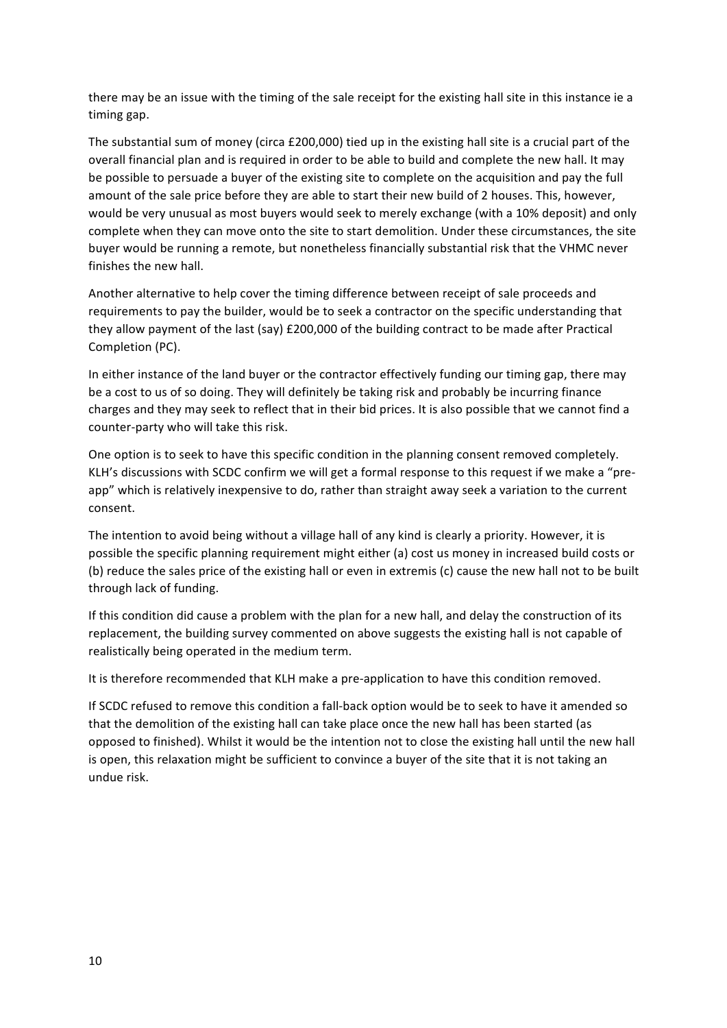there may be an issue with the timing of the sale receipt for the existing hall site in this instance ie a timing gap.

The substantial sum of money (circa £200,000) tied up in the existing hall site is a crucial part of the overall financial plan and is required in order to be able to build and complete the new hall. It may be possible to persuade a buyer of the existing site to complete on the acquisition and pay the full amount of the sale price before they are able to start their new build of 2 houses. This, however, would be very unusual as most buyers would seek to merely exchange (with a 10% deposit) and only complete when they can move onto the site to start demolition. Under these circumstances, the site buyer would be running a remote, but nonetheless financially substantial risk that the VHMC never finishes the new hall.

Another alternative to help cover the timing difference between receipt of sale proceeds and requirements to pay the builder, would be to seek a contractor on the specific understanding that they allow payment of the last (say) £200,000 of the building contract to be made after Practical Completion (PC).

In either instance of the land buyer or the contractor effectively funding our timing gap, there may be a cost to us of so doing. They will definitely be taking risk and probably be incurring finance charges and they may seek to reflect that in their bid prices. It is also possible that we cannot find a counter-party who will take this risk.

One option is to seek to have this specific condition in the planning consent removed completely. KLH's discussions with SCDC confirm we will get a formal response to this request if we make a "pre-app" which is relatively inexpensive to do, rather than straight away seek a variation to the current consent.

The intention to avoid being without a village hall of any kind is clearly a priority. However, it is possible the specific planning requirement might either (a) cost us money in increased build costs or (b) reduce the sales price of the existing hall or even in extremis (c) cause the new hall not to be built through lack of funding.

If this condition did cause a problem with the plan for a new hall, and delay the construction of its replacement, the building survey commented on above suggests the existing hall is not capable of realistically being operated in the medium term.

It is therefore recommended that KLH make a pre-application to have this condition removed.

If SCDC refused to remove this condition a fall-back option would be to seek to have it amended so that the demolition of the existing hall can take place once the new hall has been started (as opposed to finished). Whilst it would be the intention not to close the existing hall until the new hall is open, this relaxation might be sufficient to convince a buyer of the site that it is not taking an undue risk.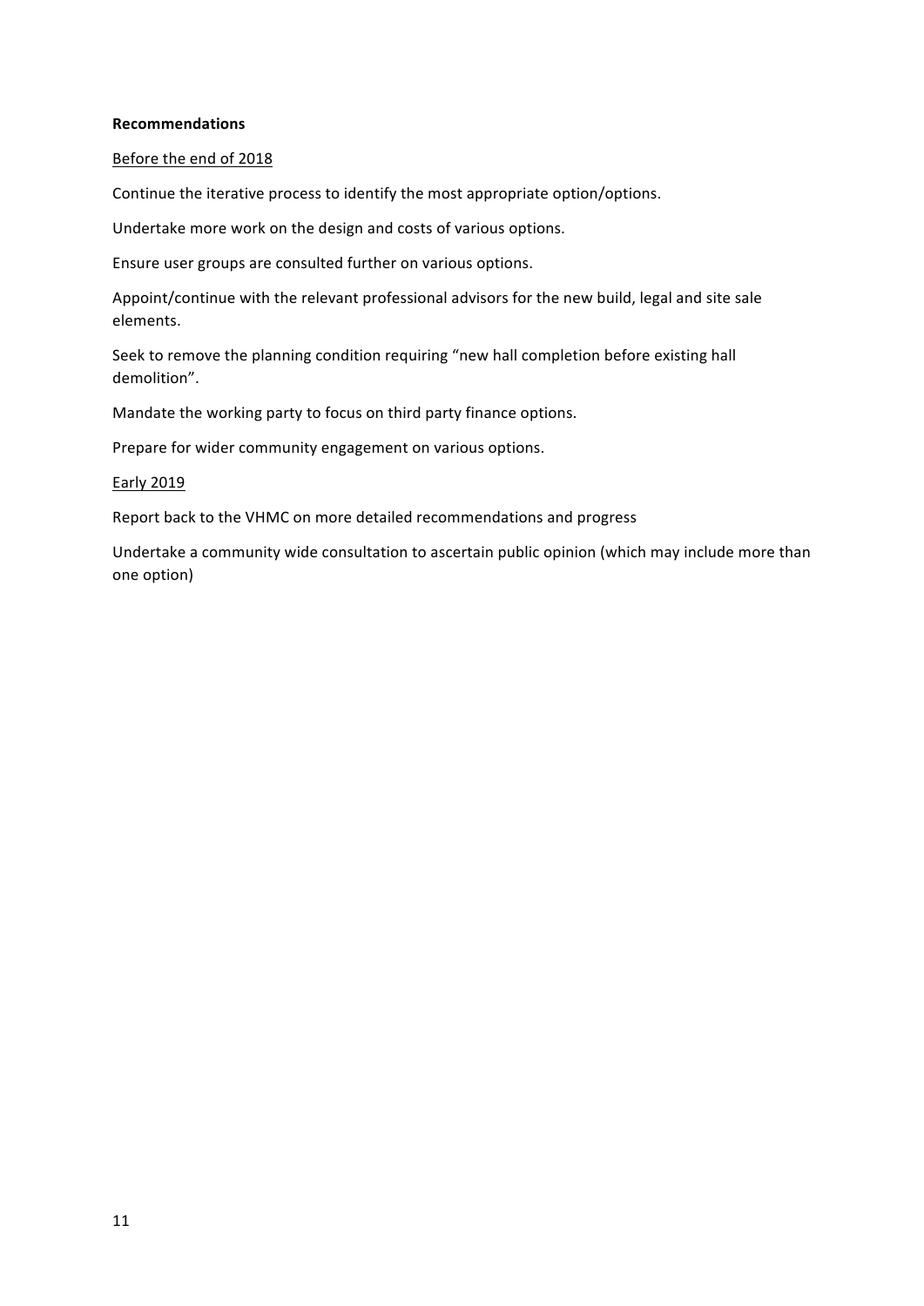**Recommendations**

Before the end of 2018

Continue the iterative process to identify the most appropriate option/options.

Undertake more work on the design and costs of various options.

Ensure user groups are consulted further on various options.

Appoint/continue with the relevant professional advisors for the new build, legal and site sale elements.

Seek to remove the planning condition requiring "new hall completion before existing hall demolition".

Mandate the working party to focus on third party finance options.

Prepare for wider community engagement on various options.

Early 2019

Report back to the VHMC on more detailed recommendations and progress

Undertake a community wide consultation to ascertain public opinion (which may include more than one option)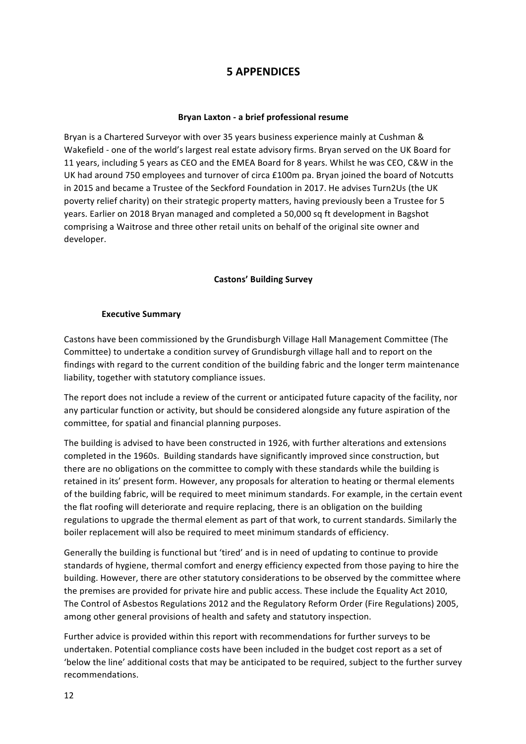# 5 APPENDICES

**Bryan Laxton - a brief professional resume**

Bryan is a Chartered Surveyor with over 35 years business experience mainly at Cushman & Wakefield - one of the world's largest real estate advisory firms. Bryan served on the UK Board for 11 years, including 5 years as CEO and the EMEA Board for 8 years. Whilst he was CEO, C&W in the UK had around 750 employees and turnover of circa £100m pa. Bryan joined the board of Notcutts in 2015 and became a Trustee of the Seckford Foundation in 2017. He advises Turn2Us (the UK poverty relief charity) on their strategic property matters, having previously been a Trustee for 5 years. Earlier on 2018 Bryan managed and completed a 50,000 sq ft development in Bagshot comprising a Waitrose and three other retail units on behalf of the original site owner and developer.

**Castons' Building Survey**

**Executive Summary**

Castons have been commissioned by the Grundisburgh Village Hall Management Committee (The Committee) to undertake a condition survey of Grundisburgh village hall and to report on the findings with regard to the current condition of the building fabric and the longer term maintenance liability, together with statutory compliance issues.

The report does not include a review of the current or anticipated future capacity of the facility, nor any particular function or activity, but should be considered alongside any future aspiration of the committee, for spatial and financial planning purposes.

The building is advised to have been constructed in 1926, with further alterations and extensions completed in the 1960s. Building standards have significantly improved since construction, but there are no obligations on the committee to comply with these standards while the building is retained in its' present form. However, any proposals for alteration to heating or thermal elements of the building fabric, will be required to meet minimum standards. For example, in the certain event the flat roofing will deteriorate and require replacing, there is an obligation on the building regulations to upgrade the thermal element as part of that work, to current standards. Similarly the boiler replacement will also be required to meet minimum standards of efficiency.

Generally the building is functional but 'tired' and is in need of updating to continue to provide standards of hygiene, thermal comfort and energy efficiency expected from those paying to hire the building. However, there are other statutory considerations to be observed by the committee where the premises are provided for private hire and public access. These include the Equality Act 2010, The Control of Asbestos Regulations 2012 and the Regulatory Reform Order (Fire Regulations) 2005, among other general provisions of health and safety and statutory inspection.

Further advice is provided within this report with recommendations for further surveys to be undertaken. Potential compliance costs have been included in the budget cost report as a set of 'below the line' additional costs that may be anticipated to be required, subject to the further survey recommendations.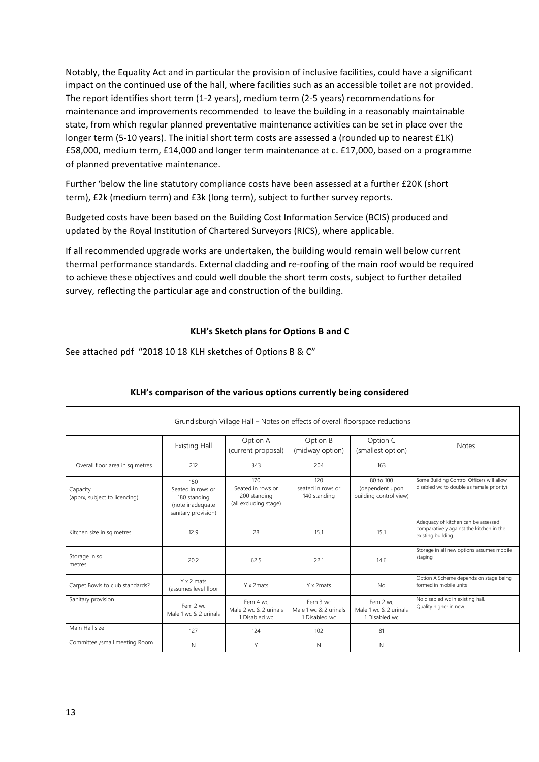Notably, the Equality Act and in particular the provision of inclusive facilities, could have a significant impact on the continued use of the hall, where facilities such as an accessible toilet are not provided. The report identifies short term (1-2 years), medium term (2-5 years) recommendations for maintenance and improvements recommended to leave the building in a reasonably maintainable state, from which regular planned preventative maintenance activities can be set in place over the longer term (5-10 years). The initial short term costs are assessed a (rounded up to nearest £1K) £58,000, medium term, £14,000 and longer term maintenance at c. £17,000, based on a programme of planned preventative maintenance.

Further 'below the line statutory compliance costs have been assessed at a further £20K (short term), £2k (medium term) and £3k (long term), subject to further survey reports.

Budgeted costs have been based on the Building Cost Information Service (BCIS) produced and updated by the Royal Institution of Chartered Surveyors (RICS), where applicable.

If all recommended upgrade works are undertaken, the building would remain well below current thermal performance standards. External cladding and re-roofing of the main roof would be required to achieve these objectives and could well double the short term costs, subject to further detailed survey, reflecting the particular age and construction of the building.

**KLH's Sketch plans for Options B and C**

See attached pdf "2018 10 18 KLH sketches of Options B & C"

**KLH's comparison of the various options currently being considered**

| Grundisburgh Village Hall – Notes on effects of overall floorspace reductions | | | | | |
|---|---|---|---|---|---|
| | Existing Hall | Option A (current proposal) | Option B (midway option) | Option C (smallest option) | Notes |
| Overall floor area in sq metres | 212 | 343 | 204 | 163 | |
| Capacity (apprx, subject to licencing) | 150 Seated in rows or 180 standing (note inadequate sanitary provision) | 170 Seated in rows or 200 standing (all excluding stage) | 120 seated in rows or 140 standing | 80 to 100 (dependent upon building control view) | Some Building Control Officers will allow disabled wc to double as female priority) |
| Kitchen size in sq metres | 12.9 | 28 | 15.1 | 15.1 | Adequacy of kitchen can be assessed comparatively against the kitchen in the existing building. |
| Storage in sq metres | 20.2 | 62.5 | 22.1 | 14.6 | Storage in all new options assumes mobile staging |
| Carpet Bowls to club standards? | Y x 2 mats (assumes level floor | Y x 2mats | Y x 2mats | No | Option A Scheme depends on stage being formed in mobile units |
| Sanitary provision | Fem 2 wc Male 1 wc & 2 urinals | Fem 4 wc Male 2 wc & 2 urinals 1 Disabled wc | Fem 3 wc Male 1 wc & 2 urinals 1 Disabled wc | Fem 2 wc Male 1 wc & 2 urinals 1 Disabled wc | No disabled wc in existing hall. Quality higher in new. |
| Main Hall size | 127 | 124 | 102 | 81 | |
| Committee /small meeting Room | N | Y | N | N | |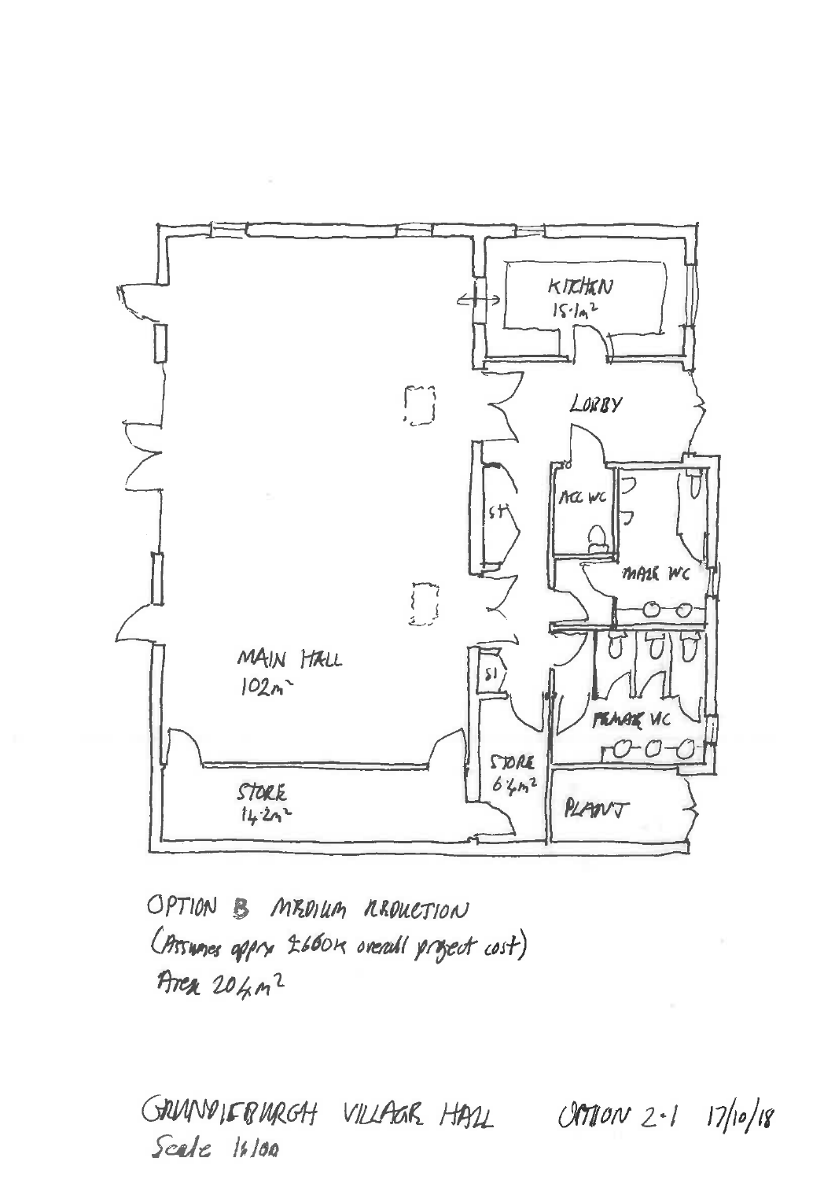KITCHEN
15·1m²

LOBBY

ACC WC

MALE WC

ST

MAIN HALL
102m²

ST

FEMALE WC

STORE
14·2m²

STORE
6·4m²

PLANT

OPTION B MEDIUM REDUCTION
(Assumes approx £660K overall project cost)
Area 204m²

GRUNDISBURGH VILLAGE HALL OPTION 2·1 17/10/18
Scale 1:100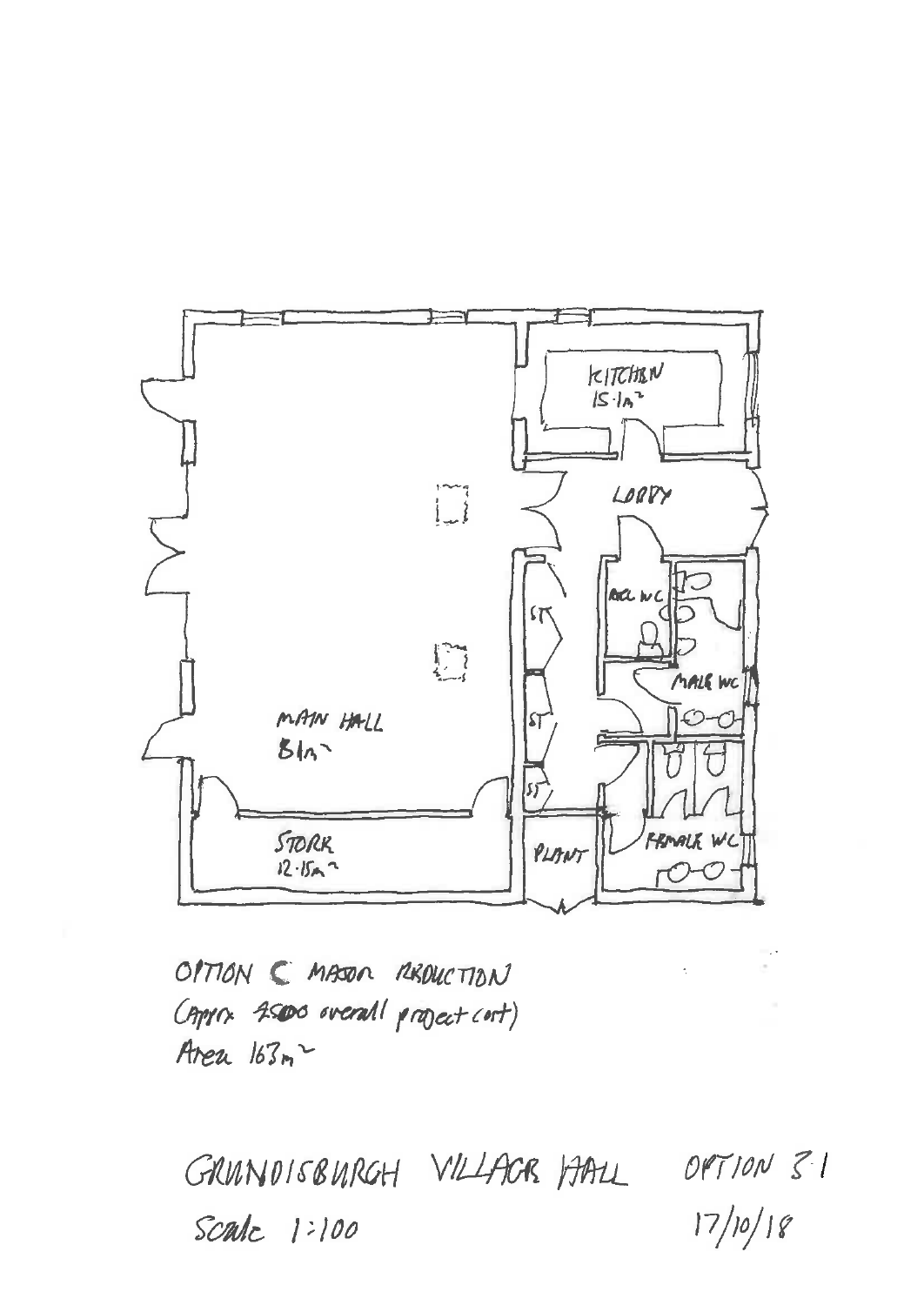KITCHEN
15·1m²

LOBBY

DIS WC

MALE WC

ST

ST

ST

MAIN HALL
81m²

STORE
12·15m²

PLANT

FEMALE WC

OPTION C MAJOR REDUCTION
(approx £500 overall project cost)
Area 163m²

GRUNDISBURGH VILLAGE HALL OPTION 3·1
Scale 1:100 17/10/18